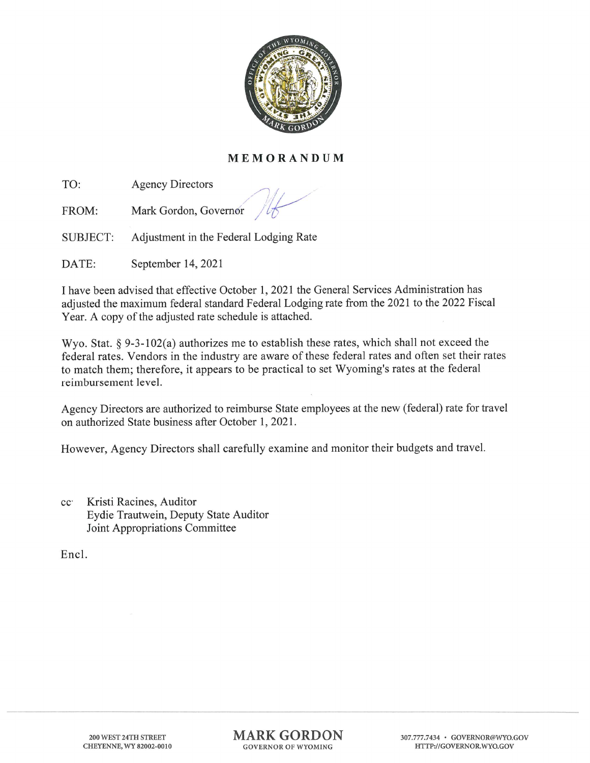# MEMORANDUM

TO: Agency Directors

FROM: Mark Gordon, Governor

SUBJECT: Adjustment in the Federal Lodging Rate

DATE: September 14, 2021

I have been advised that effective October 1, 2021 the General Services Administration has adjusted the maximum federal standard Federal Lodging rate from the 2021 to the 2022 Fiscal Year. A copy of the adjusted rate schedule is attached.

Wyo. Stat. § 9-3-102(a) authorizes me to establish these rates, which shall not exceed the federal rates. Vendors in the industry are aware of these federal rates and often set their rates to match them; therefore, it appears to be practical to set Wyoming's rates at the federal reimbursement level.

Agency Directors are authorized to reimburse State employees at the new (federal) rate for travel on authorized State business after October 1, 2021.

However, Agency Directors shall carefully examine and monitor their budgets and travel.

cc: Kristi Racines, Auditor
Eydie Trautwein, Deputy State Auditor
Joint Appropriations Committee

Encl.

200 WEST 24TH STREET
CHEYENNE, WY 82002-0010

**MARK GORDON**
GOVERNOR OF WYOMING

307.777.7434 • GOVERNOR@WYO.GOV
HTTP://GOVERNOR.WYO.GOV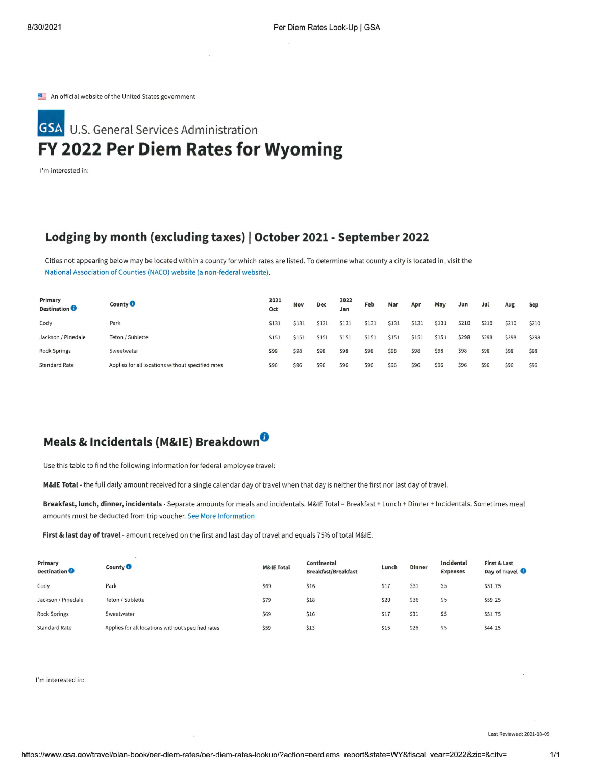An official website of the United States government

GSA U.S. General Services Administration

# FY 2022 Per Diem Rates for Wyoming

I'm interested in:

## Lodging by month (excluding taxes) | October 2021 - September 2022

Cities not appearing below may be located within a county for which rates are listed. To determine what county a city is located in, visit the National Association of Counties (NACO) website (a non-federal website).

| Primary Destination | County | 2021 Oct | Nov | Dec | 2022 Jan | Feb | Mar | Apr | May | Jun | Jul | Aug | Sep |
|---|---|---|---|---|---|---|---|---|---|---|---|---|---|
| Cody | Park | $131 | $131 | $131 | $131 | $131 | $131 | $131 | $131 | $210 | $210 | $210 | $210 |
| Jackson / Pinedale | Teton / Sublette | $151 | $151 | $151 | $151 | $151 | $151 | $151 | $151 | $298 | $298 | $298 | $298 |
| Rock Springs | Sweetwater | $98 | $98 | $98 | $98 | $98 | $98 | $98 | $98 | $98 | $98 | $98 | $98 |
| Standard Rate | Applies for all locations without specified rates | $96 | $96 | $96 | $96 | $96 | $96 | $96 | $96 | $96 | $96 | $96 | $96 |

## Meals & Incidentals (M&IE) Breakdown

Use this table to find the following information for federal employee travel:

**M&IE Total** - the full daily amount received for a single calendar day of travel when that day is neither the first nor last day of travel.

**Breakfast, lunch, dinner, incidentals** - Separate amounts for meals and incidentals. M&IE Total = Breakfast + Lunch + Dinner + Incidentals. Sometimes meal amounts must be deducted from trip voucher. See More Information

**First & last day of travel** - amount received on the first and last day of travel and equals 75% of total M&IE.

| Primary Destination | County | M&IE Total | Continental Breakfast/Breakfast | Lunch | Dinner | Incidental Expenses | First & Last Day of Travel |
|---|---|---|---|---|---|---|---|
| Cody | Park | $69 | $16 | $17 | $31 | $5 | $51.75 |
| Jackson / Pinedale | Teton / Sublette | $79 | $18 | $20 | $36 | $5 | $59.25 |
| Rock Springs | Sweetwater | $69 | $16 | $17 | $31 | $5 | $51.75 |
| Standard Rate | Applies for all locations without specified rates | $59 | $13 | $15 | $26 | $5 | $44.25 |

I'm interested in:

Last Reviewed: 2021-08-09